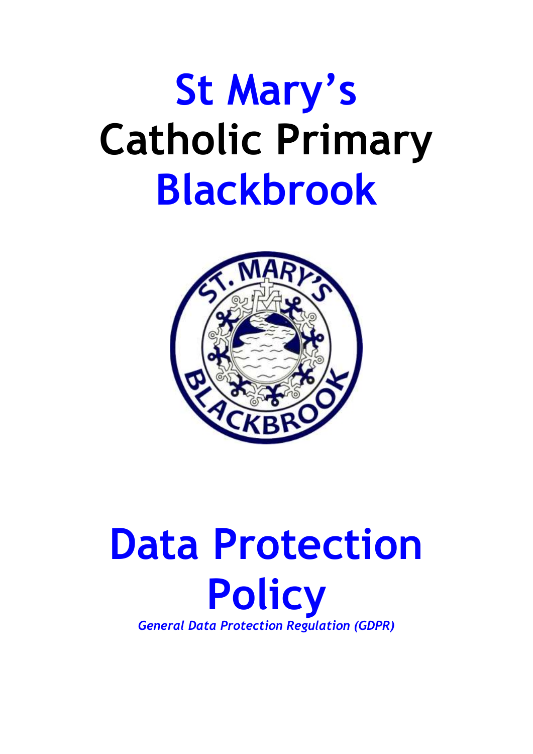# St Mary's Catholic Primary Blackbrook

# Data Protection Policy

*General Data Protection Regulation (GDPR)*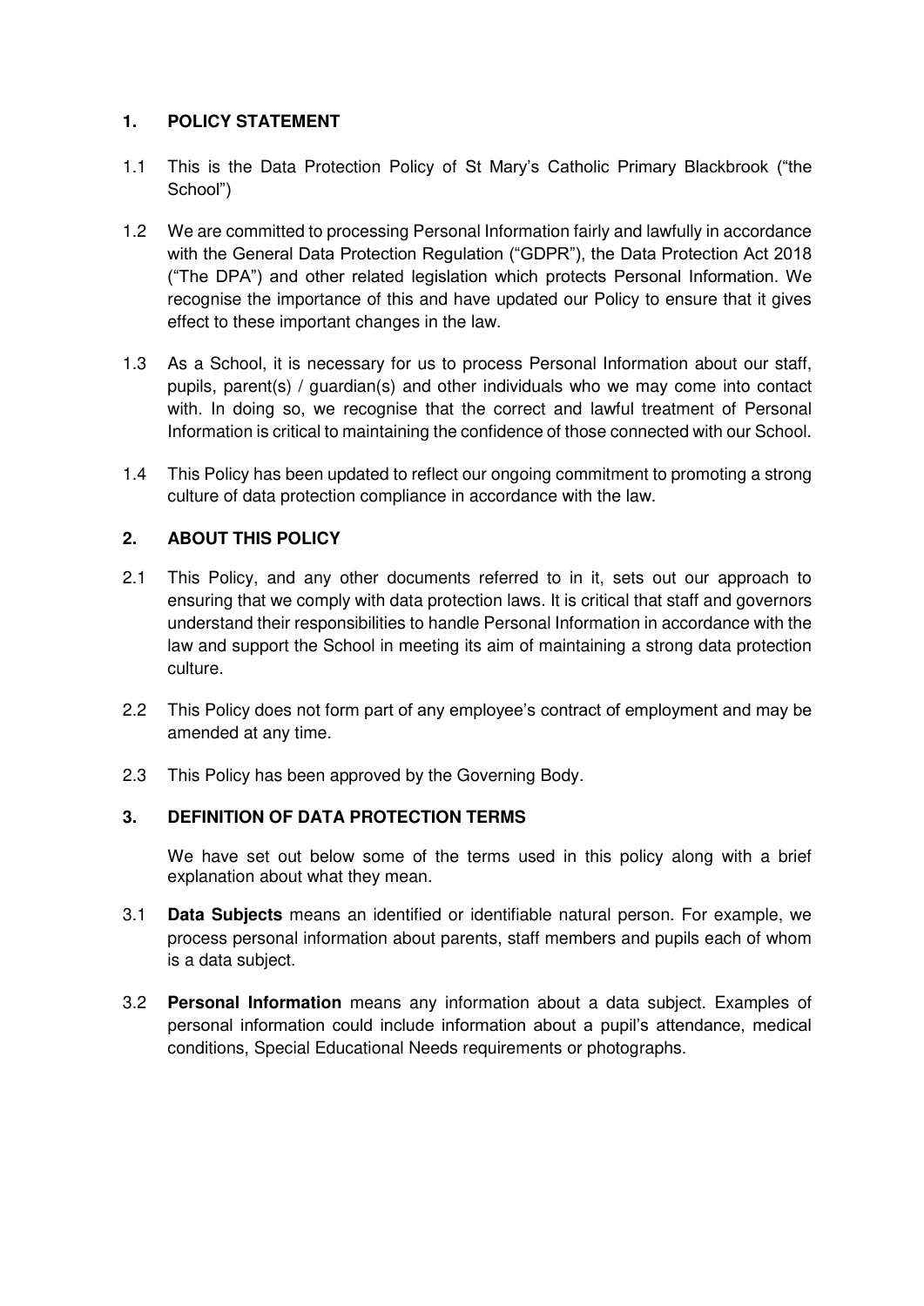## 1. POLICY STATEMENT

1.1 This is the Data Protection Policy of St Mary's Catholic Primary Blackbrook ("the School")

1.2 We are committed to processing Personal Information fairly and lawfully in accordance with the General Data Protection Regulation ("GDPR"), the Data Protection Act 2018 ("The DPA") and other related legislation which protects Personal Information. We recognise the importance of this and have updated our Policy to ensure that it gives effect to these important changes in the law.

1.3 As a School, it is necessary for us to process Personal Information about our staff, pupils, parent(s) / guardian(s) and other individuals who we may come into contact with. In doing so, we recognise that the correct and lawful treatment of Personal Information is critical to maintaining the confidence of those connected with our School.

1.4 This Policy has been updated to reflect our ongoing commitment to promoting a strong culture of data protection compliance in accordance with the law.

## 2. ABOUT THIS POLICY

2.1 This Policy, and any other documents referred to in it, sets out our approach to ensuring that we comply with data protection laws. It is critical that staff and governors understand their responsibilities to handle Personal Information in accordance with the law and support the School in meeting its aim of maintaining a strong data protection culture.

2.2 This Policy does not form part of any employee's contract of employment and may be amended at any time.

2.3 This Policy has been approved by the Governing Body.

## 3. DEFINITION OF DATA PROTECTION TERMS

We have set out below some of the terms used in this policy along with a brief explanation about what they mean.

3.1 **Data Subjects** means an identified or identifiable natural person. For example, we process personal information about parents, staff members and pupils each of whom is a data subject.

3.2 **Personal Information** means any information about a data subject. Examples of personal information could include information about a pupil's attendance, medical conditions, Special Educational Needs requirements or photographs.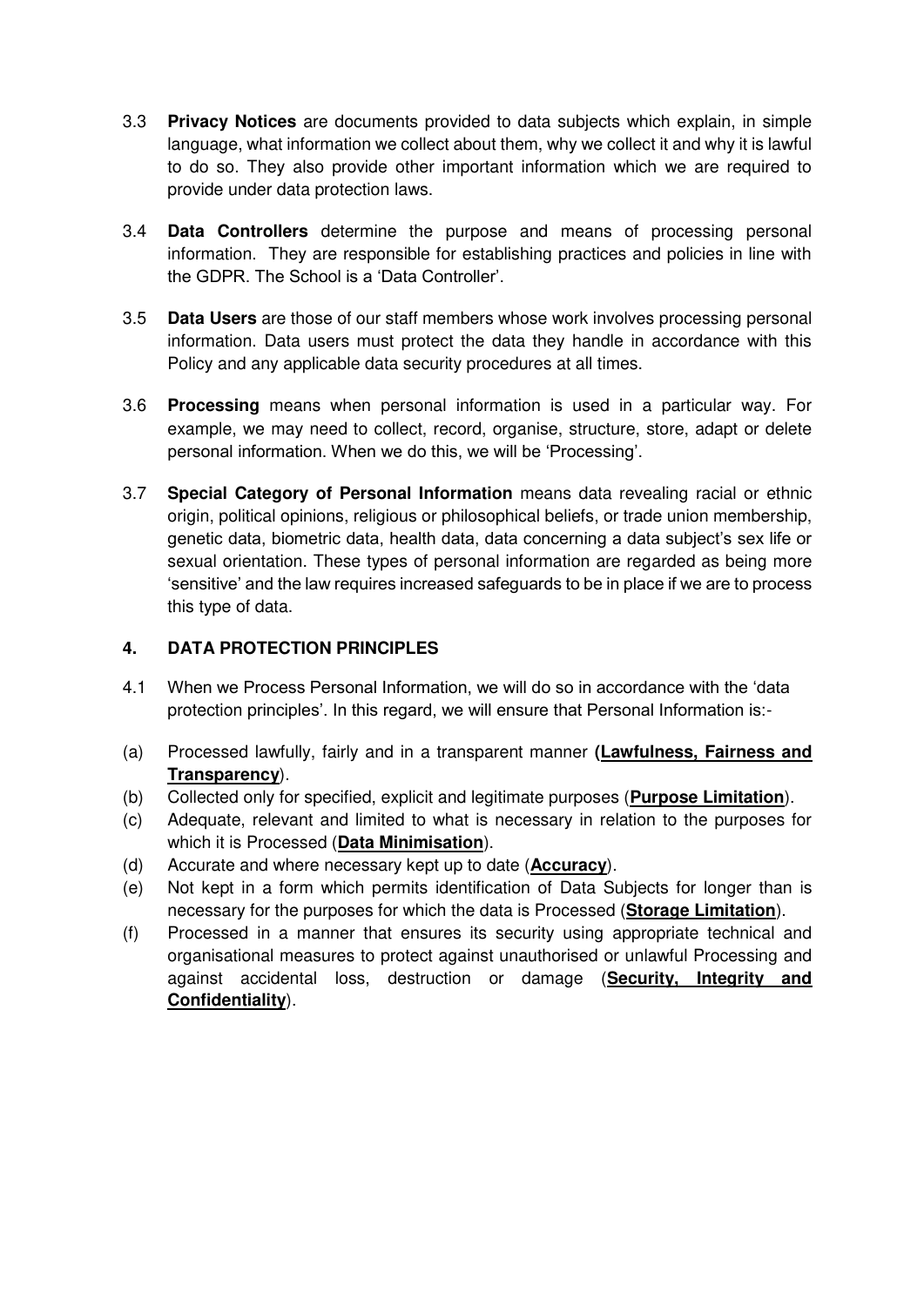3.3 **Privacy Notices** are documents provided to data subjects which explain, in simple language, what information we collect about them, why we collect it and why it is lawful to do so. They also provide other important information which we are required to provide under data protection laws.

3.4 **Data Controllers** determine the purpose and means of processing personal information. They are responsible for establishing practices and policies in line with the GDPR. The School is a 'Data Controller'.

3.5 **Data Users** are those of our staff members whose work involves processing personal information. Data users must protect the data they handle in accordance with this Policy and any applicable data security procedures at all times.

3.6 **Processing** means when personal information is used in a particular way. For example, we may need to collect, record, organise, structure, store, adapt or delete personal information. When we do this, we will be 'Processing'.

3.7 **Special Category of Personal Information** means data revealing racial or ethnic origin, political opinions, religious or philosophical beliefs, or trade union membership, genetic data, biometric data, health data, data concerning a data subject's sex life or sexual orientation. These types of personal information are regarded as being more 'sensitive' and the law requires increased safeguards to be in place if we are to process this type of data.

## 4. DATA PROTECTION PRINCIPLES

4.1 When we Process Personal Information, we will do so in accordance with the 'data protection principles'. In this regard, we will ensure that Personal Information is:-

(a) Processed lawfully, fairly and in a transparent manner **(<u>Lawfulness, Fairness and Transparency</u>)**.

(b) Collected only for specified, explicit and legitimate purposes (**<u>Purpose Limitation</u>**).

(c) Adequate, relevant and limited to what is necessary in relation to the purposes for which it is Processed (**<u>Data Minimisation</u>**).

(d) Accurate and where necessary kept up to date (**<u>Accuracy</u>**).

(e) Not kept in a form which permits identification of Data Subjects for longer than is necessary for the purposes for which the data is Processed (**<u>Storage Limitation</u>**).

(f) Processed in a manner that ensures its security using appropriate technical and organisational measures to protect against unauthorised or unlawful Processing and against accidental loss, destruction or damage (**<u>Security, Integrity and Confidentiality</u>**).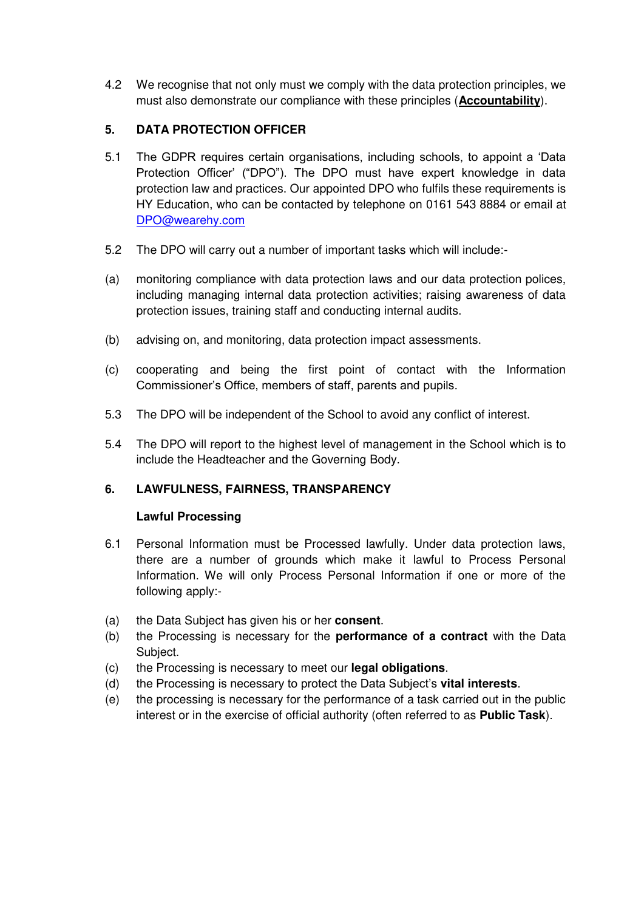4.2 We recognise that not only must we comply with the data protection principles, we must also demonstrate our compliance with these principles (**Accountability**).

## 5. DATA PROTECTION OFFICER

5.1 The GDPR requires certain organisations, including schools, to appoint a 'Data Protection Officer' ("DPO"). The DPO must have expert knowledge in data protection law and practices. Our appointed DPO who fulfils these requirements is HY Education, who can be contacted by telephone on 0161 543 8884 or email at DPO@wearehy.com

5.2 The DPO will carry out a number of important tasks which will include:-

(a) monitoring compliance with data protection laws and our data protection polices, including managing internal data protection activities; raising awareness of data protection issues, training staff and conducting internal audits.

(b) advising on, and monitoring, data protection impact assessments.

(c) cooperating and being the first point of contact with the Information Commissioner's Office, members of staff, parents and pupils.

5.3 The DPO will be independent of the School to avoid any conflict of interest.

5.4 The DPO will report to the highest level of management in the School which is to include the Headteacher and the Governing Body.

## 6. LAWFULNESS, FAIRNESS, TRANSPARENCY

### Lawful Processing

6.1 Personal Information must be Processed lawfully. Under data protection laws, there are a number of grounds which make it lawful to Process Personal Information. We will only Process Personal Information if one or more of the following apply:-

(a) the Data Subject has given his or her **consent**.
(b) the Processing is necessary for the **performance of a contract** with the Data Subject.
(c) the Processing is necessary to meet our **legal obligations**.
(d) the Processing is necessary to protect the Data Subject's **vital interests**.
(e) the processing is necessary for the performance of a task carried out in the public interest or in the exercise of official authority (often referred to as **Public Task**).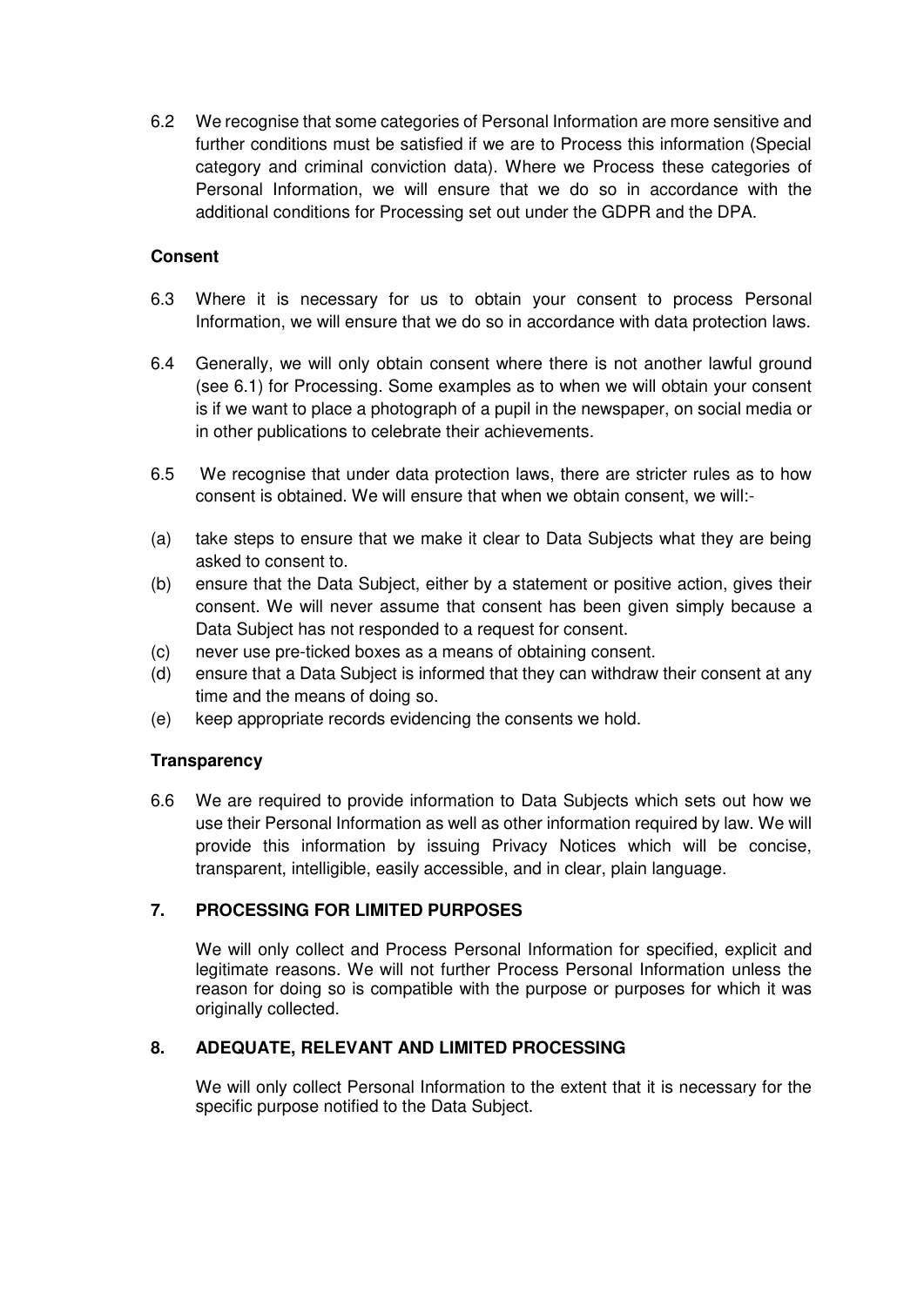6.2 We recognise that some categories of Personal Information are more sensitive and further conditions must be satisfied if we are to Process this information (Special category and criminal conviction data). Where we Process these categories of Personal Information, we will ensure that we do so in accordance with the additional conditions for Processing set out under the GDPR and the DPA.

**Consent**

6.3 Where it is necessary for us to obtain your consent to process Personal Information, we will ensure that we do so in accordance with data protection laws.

6.4 Generally, we will only obtain consent where there is not another lawful ground (see 6.1) for Processing. Some examples as to when we will obtain your consent is if we want to place a photograph of a pupil in the newspaper, on social media or in other publications to celebrate their achievements.

6.5 We recognise that under data protection laws, there are stricter rules as to how consent is obtained. We will ensure that when we obtain consent, we will:-

(a) take steps to ensure that we make it clear to Data Subjects what they are being asked to consent to.

(b) ensure that the Data Subject, either by a statement or positive action, gives their consent. We will never assume that consent has been given simply because a Data Subject has not responded to a request for consent.

(c) never use pre-ticked boxes as a means of obtaining consent.

(d) ensure that a Data Subject is informed that they can withdraw their consent at any time and the means of doing so.

(e) keep appropriate records evidencing the consents we hold.

**Transparency**

6.6 We are required to provide information to Data Subjects which sets out how we use their Personal Information as well as other information required by law. We will provide this information by issuing Privacy Notices which will be concise, transparent, intelligible, easily accessible, and in clear, plain language.

## 7. PROCESSING FOR LIMITED PURPOSES

We will only collect and Process Personal Information for specified, explicit and legitimate reasons. We will not further Process Personal Information unless the reason for doing so is compatible with the purpose or purposes for which it was originally collected.

## 8. ADEQUATE, RELEVANT AND LIMITED PROCESSING

We will only collect Personal Information to the extent that it is necessary for the specific purpose notified to the Data Subject.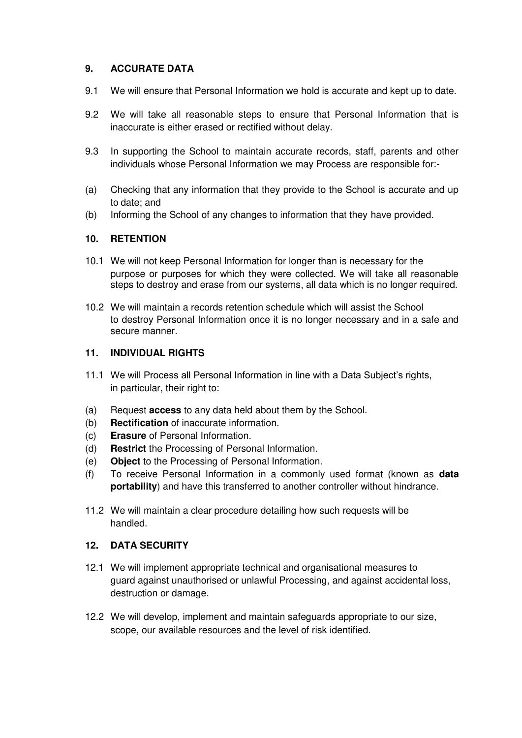## 9. ACCURATE DATA

9.1 We will ensure that Personal Information we hold is accurate and kept up to date.

9.2 We will take all reasonable steps to ensure that Personal Information that is inaccurate is either erased or rectified without delay.

9.3 In supporting the School to maintain accurate records, staff, parents and other individuals whose Personal Information we may Process are responsible for:-

(a) Checking that any information that they provide to the School is accurate and up to date; and
(b) Informing the School of any changes to information that they have provided.

## 10. RETENTION

10.1 We will not keep Personal Information for longer than is necessary for the purpose or purposes for which they were collected. We will take all reasonable steps to destroy and erase from our systems, all data which is no longer required.

10.2 We will maintain a records retention schedule which will assist the School to destroy Personal Information once it is no longer necessary and in a safe and secure manner.

## 11. INDIVIDUAL RIGHTS

11.1 We will Process all Personal Information in line with a Data Subject's rights, in particular, their right to:

(a) Request **access** to any data held about them by the School.
(b) **Rectification** of inaccurate information.
(c) **Erasure** of Personal Information.
(d) **Restrict** the Processing of Personal Information.
(e) **Object** to the Processing of Personal Information.
(f) To receive Personal Information in a commonly used format (known as **data portability**) and have this transferred to another controller without hindrance.

11.2 We will maintain a clear procedure detailing how such requests will be handled.

## 12. DATA SECURITY

12.1 We will implement appropriate technical and organisational measures to guard against unauthorised or unlawful Processing, and against accidental loss, destruction or damage.

12.2 We will develop, implement and maintain safeguards appropriate to our size, scope, our available resources and the level of risk identified.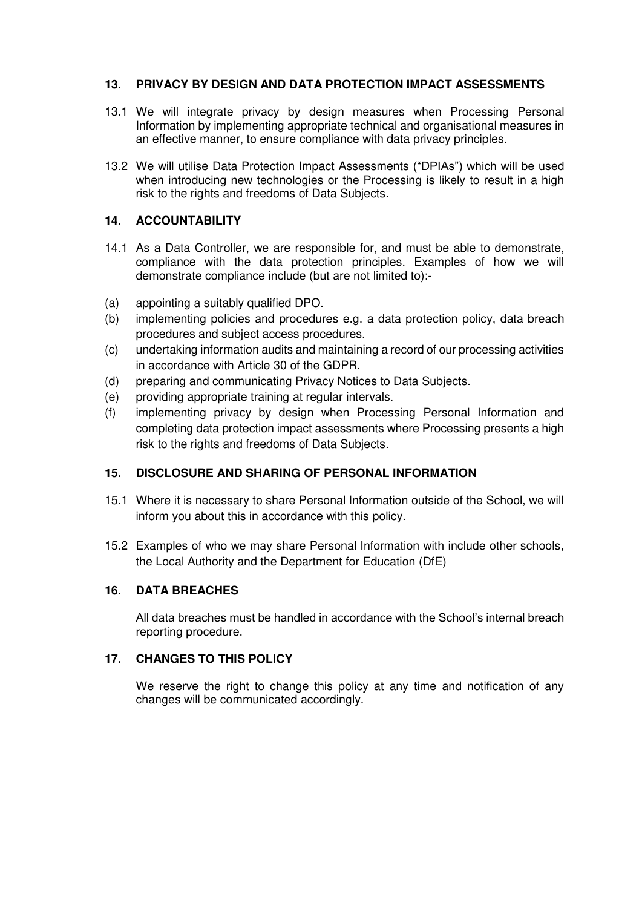## 13. PRIVACY BY DESIGN AND DATA PROTECTION IMPACT ASSESSMENTS

13.1 We will integrate privacy by design measures when Processing Personal Information by implementing appropriate technical and organisational measures in an effective manner, to ensure compliance with data privacy principles.

13.2 We will utilise Data Protection Impact Assessments ("DPIAs") which will be used when introducing new technologies or the Processing is likely to result in a high risk to the rights and freedoms of Data Subjects.

## 14. ACCOUNTABILITY

14.1 As a Data Controller, we are responsible for, and must be able to demonstrate, compliance with the data protection principles. Examples of how we will demonstrate compliance include (but are not limited to):-

(a) appointing a suitably qualified DPO.
(b) implementing policies and procedures e.g. a data protection policy, data breach procedures and subject access procedures.
(c) undertaking information audits and maintaining a record of our processing activities in accordance with Article 30 of the GDPR.
(d) preparing and communicating Privacy Notices to Data Subjects.
(e) providing appropriate training at regular intervals.
(f) implementing privacy by design when Processing Personal Information and completing data protection impact assessments where Processing presents a high risk to the rights and freedoms of Data Subjects.

## 15. DISCLOSURE AND SHARING OF PERSONAL INFORMATION

15.1 Where it is necessary to share Personal Information outside of the School, we will inform you about this in accordance with this policy.

15.2 Examples of who we may share Personal Information with include other schools, the Local Authority and the Department for Education (DfE)

## 16. DATA BREACHES

All data breaches must be handled in accordance with the School's internal breach reporting procedure.

## 17. CHANGES TO THIS POLICY

We reserve the right to change this policy at any time and notification of any changes will be communicated accordingly.